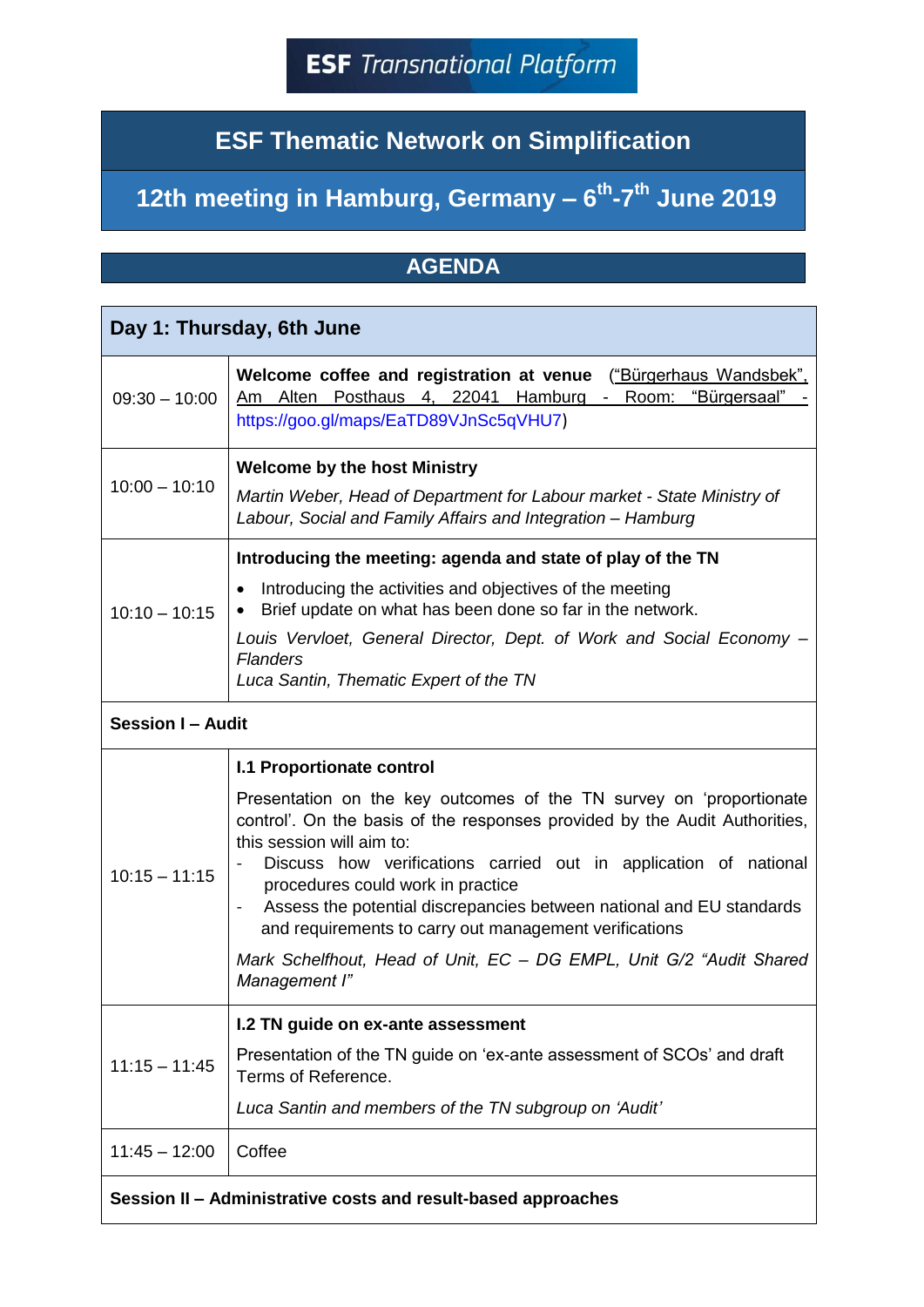**ESF** *Transnational Platform*

# ESF Thematic Network on Simplification

## 12th meeting in Hamburg, Germany – 6th-7th June 2019

## AGENDA

| Day 1: Thursday, 6th June | |
|---|---|
| 09:30 – 10:00 | **Welcome coffee and registration at venue** (“Bürgerhaus Wandsbek”, Am Alten Posthaus 4, 22041 Hamburg - Room: “Bürgersaal” - https://goo.gl/maps/EaTD89VJnSc5qVHU7) |
| 10:00 – 10:10 | **Welcome by the host Ministry**<br>*Martin Weber, Head of Department for Labour market - State Ministry of Labour, Social and Family Affairs and Integration – Hamburg* |
| 10:10 – 10:15 | **Introducing the meeting: agenda and state of play of the TN**<br>• Introducing the activities and objectives of the meeting<br>• Brief update on what has been done so far in the network.<br>*Louis Vervloet, General Director, Dept. of Work and Social Economy – Flanders*<br>*Luca Santin, Thematic Expert of the TN* |
| **Session I – Audit** | |
| 10:15 – 11:15 | **I.1 Proportionate control**<br>Presentation on the key outcomes of the TN survey on ‘proportionate control’. On the basis of the responses provided by the Audit Authorities, this session will aim to:<br>- Discuss how verifications carried out in application of national procedures could work in practice<br>- Assess the potential discrepancies between national and EU standards and requirements to carry out management verifications<br>*Mark Schelfhout, Head of Unit, EC – DG EMPL, Unit G/2 “Audit Shared Management I”* |
| 11:15 – 11:45 | **I.2 TN guide on ex-ante assessment**<br>Presentation of the TN guide on ‘ex-ante assessment of SCOs’ and draft Terms of Reference.<br>*Luca Santin and members of the TN subgroup on ‘Audit’* |
| 11:45 – 12:00 | Coffee |
| **Session II – Administrative costs and result-based approaches** | |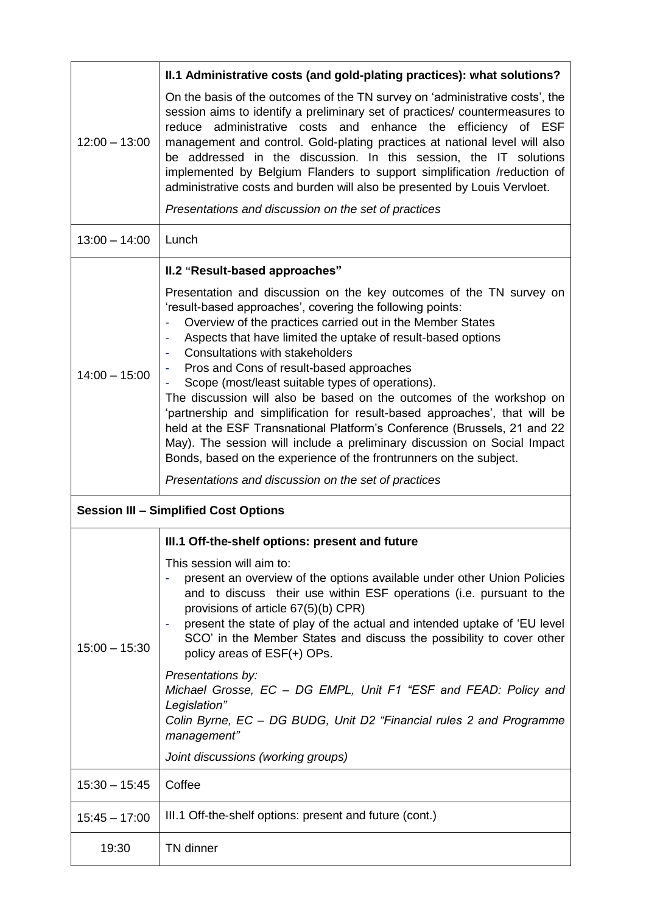| | |
|---|---|
| 12:00 – 13:00 | **II.1 Administrative costs (and gold-plating practices): what solutions?**<br><br>On the basis of the outcomes of the TN survey on 'administrative costs', the session aims to identify a preliminary set of practices/ countermeasures to reduce administrative costs and enhance the efficiency of ESF management and control. Gold-plating practices at national level will also be addressed in the discussion. In this session, the IT solutions implemented by Belgium Flanders to support simplification /reduction of administrative costs and burden will also be presented by Louis Vervloet.<br><br>*Presentations and discussion on the set of practices* |
| 13:00 – 14:00 | Lunch |
| 14:00 – 15:00 | **II.2 "Result-based approaches"**<br><br>Presentation and discussion on the key outcomes of the TN survey on 'result-based approaches', covering the following points:<br>- Overview of the practices carried out in the Member States<br>- Aspects that have limited the uptake of result-based options<br>- Consultations with stakeholders<br>- Pros and Cons of result-based approaches<br>- Scope (most/least suitable types of operations).<br><br>The discussion will also be based on the outcomes of the workshop on 'partnership and simplification for result-based approaches', that will be held at the ESF Transnational Platform's Conference (Brussels, 21 and 22 May). The session will include a preliminary discussion on Social Impact Bonds, based on the experience of the frontrunners on the subject.<br><br>*Presentations and discussion on the set of practices* |
| **Session III – Simplified Cost Options** | |
| 15:00 – 15:30 | **III.1 Off-the-shelf options: present and future**<br><br>This session will aim to:<br>- present an overview of the options available under other Union Policies and to discuss their use within ESF operations (i.e. pursuant to the provisions of article 67(5)(b) CPR)<br>- present the state of play of the actual and intended uptake of 'EU level SCO' in the Member States and discuss the possibility to cover other policy areas of ESF(+) OPs.<br><br>*Presentations by:*<br>*Michael Grosse, EC – DG EMPL, Unit F1 "ESF and FEAD: Policy and Legislation"*<br>*Colin Byrne, EC – DG BUDG, Unit D2 "Financial rules 2 and Programme management"*<br><br>*Joint discussions (working groups)* |
| 15:30 – 15:45 | Coffee |
| 15:45 – 17:00 | III.1 Off-the-shelf options: present and future (cont.) |
| 19:30 | TN dinner |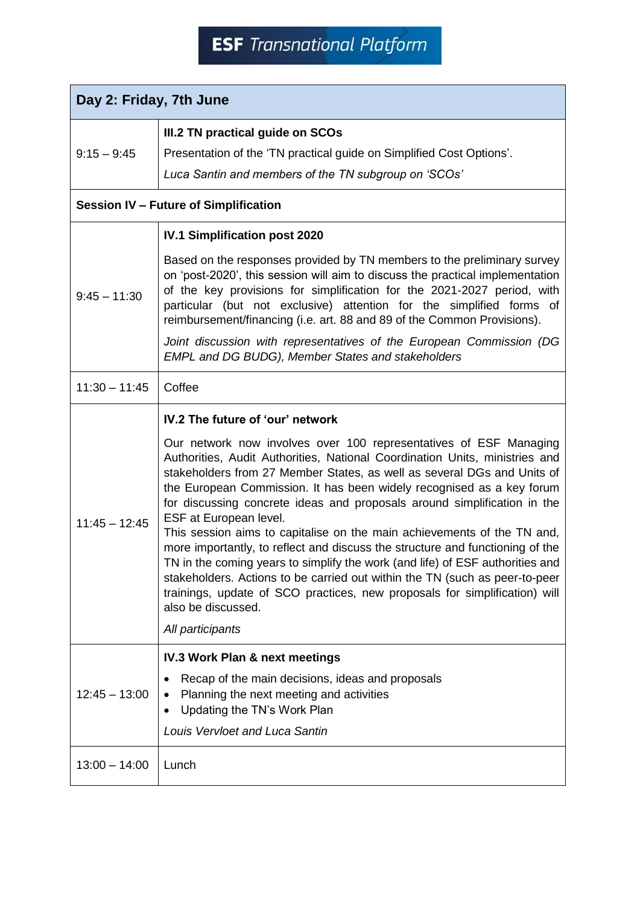**ESF** *Transnational Platform*

| Day 2: Friday, 7th June | |
|---|---|
| 9:15 – 9:45 | **III.2 TN practical guide on SCOs**<br>Presentation of the 'TN practical guide on Simplified Cost Options'.<br>*Luca Santin and members of the TN subgroup on 'SCOs'* |
| **Session IV – Future of Simplification** | |
| 9:45 – 11:30 | **IV.1 Simplification post 2020**<br>Based on the responses provided by TN members to the preliminary survey on 'post-2020', this session will aim to discuss the practical implementation of the key provisions for simplification for the 2021-2027 period, with particular (but not exclusive) attention for the simplified forms of reimbursement/financing (i.e. art. 88 and 89 of the Common Provisions).<br>*Joint discussion with representatives of the European Commission (DG EMPL and DG BUDG), Member States and stakeholders* |
| 11:30 – 11:45 | Coffee |
| 11:45 – 12:45 | **IV.2 The future of 'our' network**<br>Our network now involves over 100 representatives of ESF Managing Authorities, Audit Authorities, National Coordination Units, ministries and stakeholders from 27 Member States, as well as several DGs and Units of the European Commission. It has been widely recognised as a key forum for discussing concrete ideas and proposals around simplification in the ESF at European level.<br>This session aims to capitalise on the main achievements of the TN and, more importantly, to reflect and discuss the structure and functioning of the TN in the coming years to simplify the work (and life) of ESF authorities and stakeholders. Actions to be carried out within the TN (such as peer-to-peer trainings, update of SCO practices, new proposals for simplification) will also be discussed.<br>*All participants* |
| 12:45 – 13:00 | **IV.3 Work Plan & next meetings**<br>• Recap of the main decisions, ideas and proposals<br>• Planning the next meeting and activities<br>• Updating the TN's Work Plan<br>*Louis Vervloet and Luca Santin* |
| 13:00 – 14:00 | Lunch |